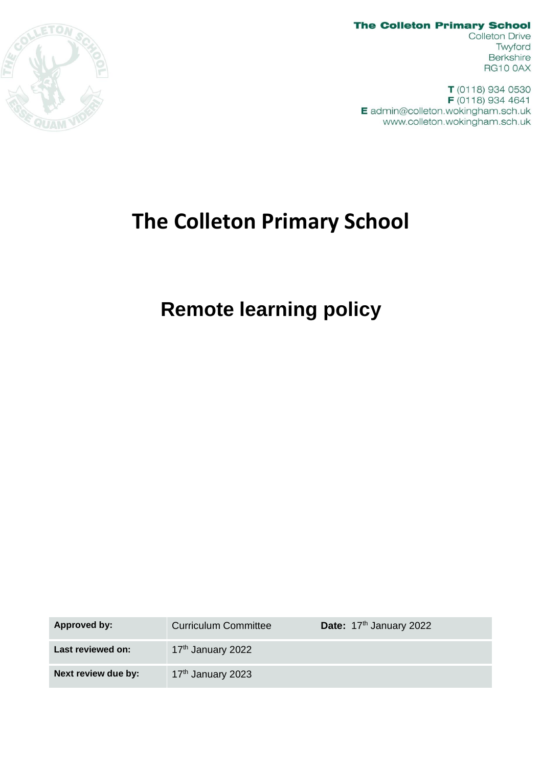**The Colleton Primary School**
Colleton Drive
Twyford
Berkshire
RG10 0AX

**T** (0118) 934 0530
**F** (0118) 934 4641
**E** admin@colleton.wokingham.sch.uk
www.colleton.wokingham.sch.uk

# The Colleton Primary School

# Remote learning policy

| | | |
|---|---|---|
| **Approved by:** | Curriculum Committee | **Date:** 17th January 2022 |
| **Last reviewed on:** | 17th January 2022 | |
| **Next review due by:** | 17th January 2023 | |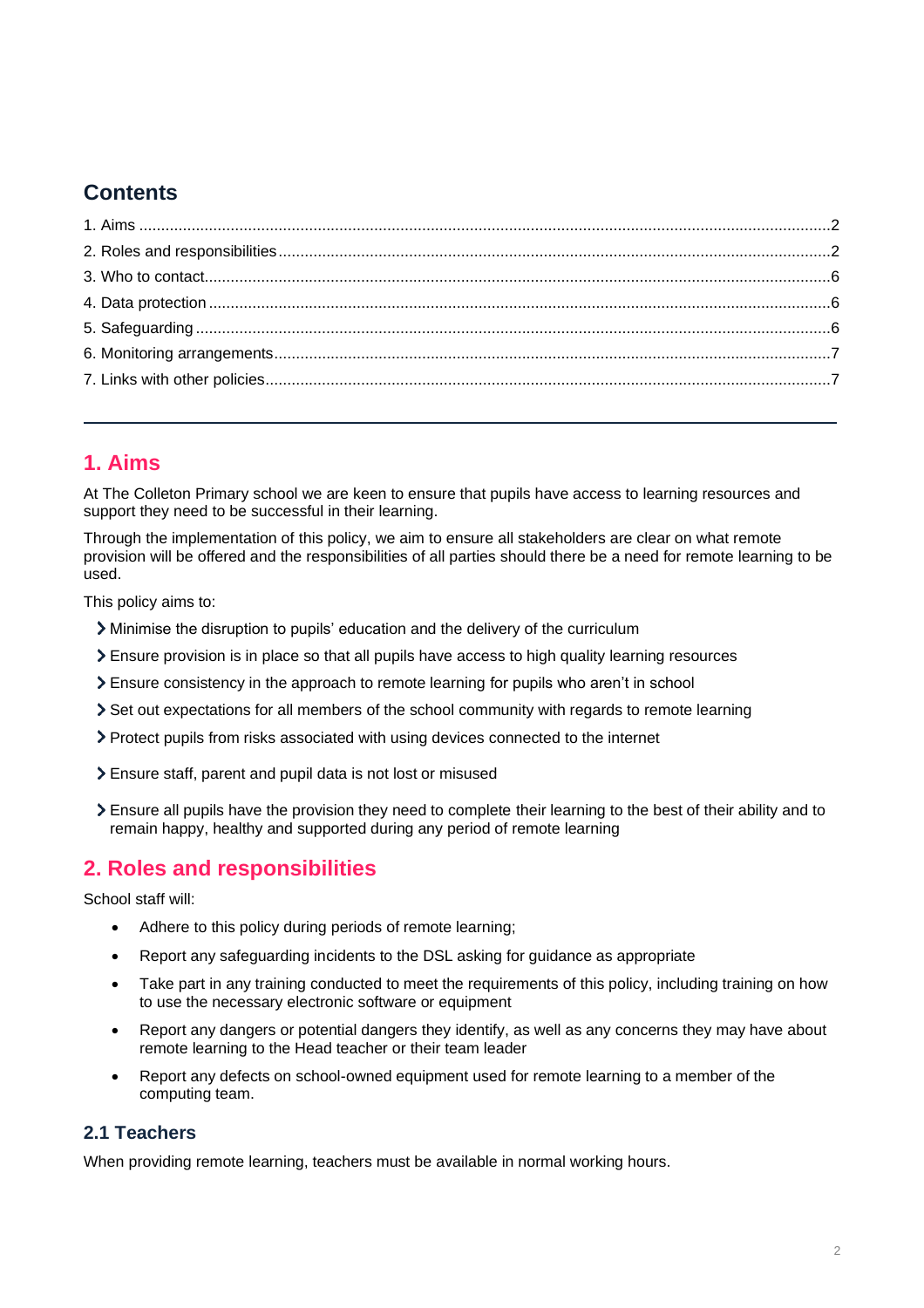## Contents

1. Aims ..... 2
2. Roles and responsibilities ..... 2
3. Who to contact ..... 6
4. Data protection ..... 6
5. Safeguarding ..... 6
6. Monitoring arrangements ..... 7
7. Links with other policies ..... 7

---

## 1. Aims

At The Colleton Primary school we are keen to ensure that pupils have access to learning resources and support they need to be successful in their learning.

Through the implementation of this policy, we aim to ensure all stakeholders are clear on what remote provision will be offered and the responsibilities of all parties should there be a need for remote learning to be used.

This policy aims to:

- Minimise the disruption to pupils' education and the delivery of the curriculum
- Ensure provision is in place so that all pupils have access to high quality learning resources
- Ensure consistency in the approach to remote learning for pupils who aren't in school
- Set out expectations for all members of the school community with regards to remote learning
- Protect pupils from risks associated with using devices connected to the internet
- Ensure staff, parent and pupil data is not lost or misused
- Ensure all pupils have the provision they need to complete their learning to the best of their ability and to remain happy, healthy and supported during any period of remote learning

## 2. Roles and responsibilities

School staff will:

- Adhere to this policy during periods of remote learning;
- Report any safeguarding incidents to the DSL asking for guidance as appropriate
- Take part in any training conducted to meet the requirements of this policy, including training on how to use the necessary electronic software or equipment
- Report any dangers or potential dangers they identify, as well as any concerns they may have about remote learning to the Head teacher or their team leader
- Report any defects on school-owned equipment used for remote learning to a member of the computing team.

### 2.1 Teachers

When providing remote learning, teachers must be available in normal working hours.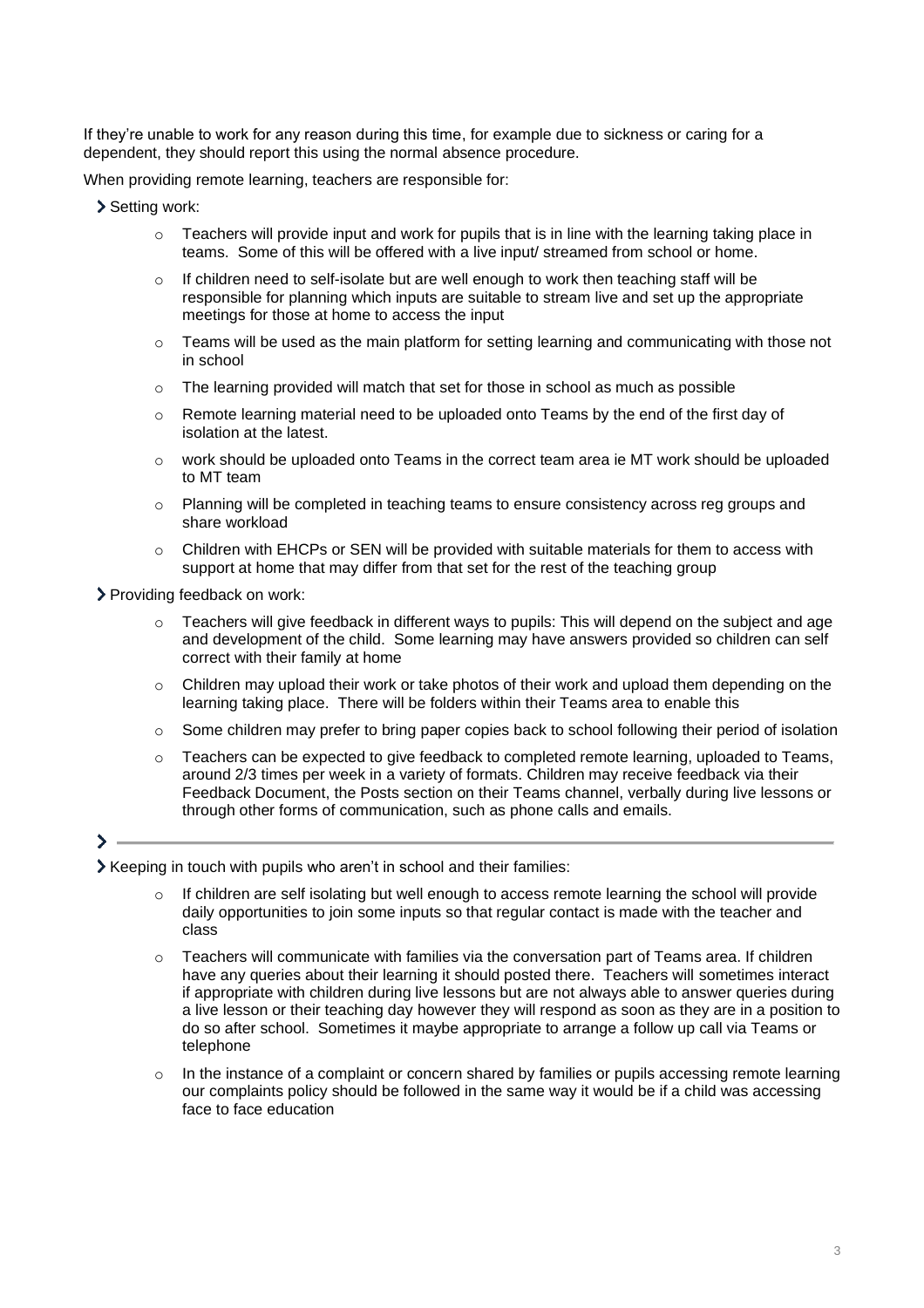If they're unable to work for any reason during this time, for example due to sickness or caring for a dependent, they should report this using the normal absence procedure.

When providing remote learning, teachers are responsible for:

- Setting work:
  - Teachers will provide input and work for pupils that is in line with the learning taking place in teams. Some of this will be offered with a live input/ streamed from school or home.
  - If children need to self-isolate but are well enough to work then teaching staff will be responsible for planning which inputs are suitable to stream live and set up the appropriate meetings for those at home to access the input
  - Teams will be used as the main platform for setting learning and communicating with those not in school
  - The learning provided will match that set for those in school as much as possible
  - Remote learning material need to be uploaded onto Teams by the end of the first day of isolation at the latest.
  - work should be uploaded onto Teams in the correct team area ie MT work should be uploaded to MT team
  - Planning will be completed in teaching teams to ensure consistency across reg groups and share workload
  - Children with EHCPs or SEN will be provided with suitable materials for them to access with support at home that may differ from that set for the rest of the teaching group
- Providing feedback on work:
  - Teachers will give feedback in different ways to pupils: This will depend on the subject and age and development of the child. Some learning may have answers provided so children can self correct with their family at home
  - Children may upload their work or take photos of their work and upload them depending on the learning taking place. There will be folders within their Teams area to enable this
  - Some children may prefer to bring paper copies back to school following their period of isolation
  - Teachers can be expected to give feedback to completed remote learning, uploaded to Teams, around 2/3 times per week in a variety of formats. Children may receive feedback via their Feedback Document, the Posts section on their Teams channel, verbally during live lessons or through other forms of communication, such as phone calls and emails.

---

- Keeping in touch with pupils who aren't in school and their families:
  - If children are self isolating but well enough to access remote learning the school will provide daily opportunities to join some inputs so that regular contact is made with the teacher and class
  - Teachers will communicate with families via the conversation part of Teams area. If children have any queries about their learning it should posted there. Teachers will sometimes interact if appropriate with children during live lessons but are not always able to answer queries during a live lesson or their teaching day however they will respond as soon as they are in a position to do so after school. Sometimes it maybe appropriate to arrange a follow up call via Teams or telephone
  - In the instance of a complaint or concern shared by families or pupils accessing remote learning our complaints policy should be followed in the same way it would be if a child was accessing face to face education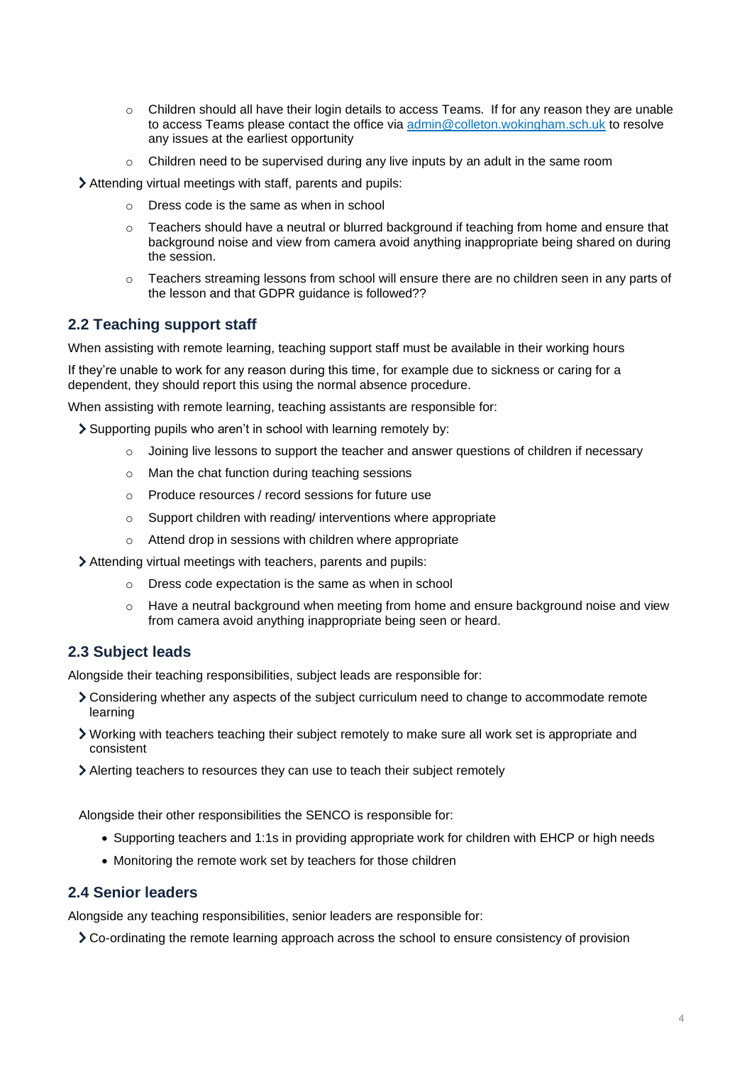- Children should all have their login details to access Teams. If for any reason they are unable to access Teams please contact the office via [admin@colleton.wokingham.sch.uk](mailto:admin@colleton.wokingham.sch.uk) to resolve any issues at the earliest opportunity
    - Children need to be supervised during any live inputs by an adult in the same room
- Attending virtual meetings with staff, parents and pupils:
    - Dress code is the same as when in school
    - Teachers should have a neutral or blurred background if teaching from home and ensure that background noise and view from camera avoid anything inappropriate being shared on during the session.
    - Teachers streaming lessons from school will ensure there are no children seen in any parts of the lesson and that GDPR guidance is followed??

## 2.2 Teaching support staff

When assisting with remote learning, teaching support staff must be available in their working hours

If they're unable to work for any reason during this time, for example due to sickness or caring for a dependent, they should report this using the normal absence procedure.

When assisting with remote learning, teaching assistants are responsible for:

- Supporting pupils who aren't in school with learning remotely by:
    - Joining live lessons to support the teacher and answer questions of children if necessary
    - Man the chat function during teaching sessions
    - Produce resources / record sessions for future use
    - Support children with reading/ interventions where appropriate
    - Attend drop in sessions with children where appropriate
- Attending virtual meetings with teachers, parents and pupils:
    - Dress code expectation is the same as when in school
    - Have a neutral background when meeting from home and ensure background noise and view from camera avoid anything inappropriate being seen or heard.

## 2.3 Subject leads

Alongside their teaching responsibilities, subject leads are responsible for:

- Considering whether any aspects of the subject curriculum need to change to accommodate remote learning
- Working with teachers teaching their subject remotely to make sure all work set is appropriate and consistent
- Alerting teachers to resources they can use to teach their subject remotely

Alongside their other responsibilities the SENCO is responsible for:

- Supporting teachers and 1:1s in providing appropriate work for children with EHCP or high needs
- Monitoring the remote work set by teachers for those children

## 2.4 Senior leaders

Alongside any teaching responsibilities, senior leaders are responsible for:

- Co-ordinating the remote learning approach across the school to ensure consistency of provision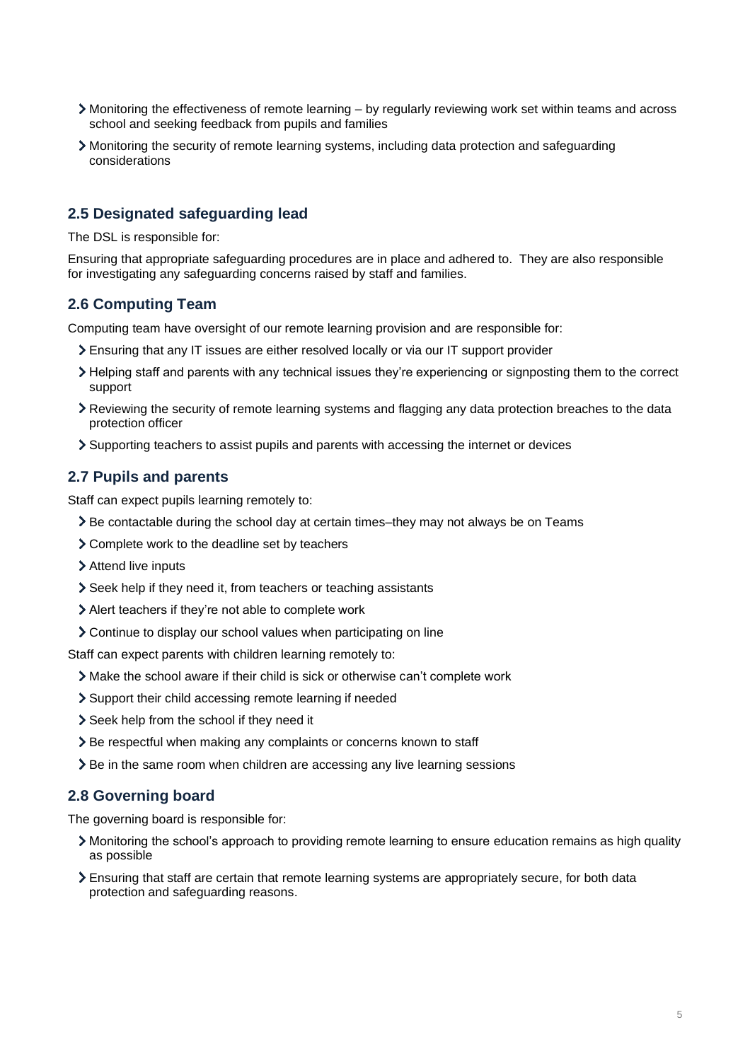- Monitoring the effectiveness of remote learning – by regularly reviewing work set within teams and across school and seeking feedback from pupils and families
- Monitoring the security of remote learning systems, including data protection and safeguarding considerations

### 2.5 Designated safeguarding lead

The DSL is responsible for:

Ensuring that appropriate safeguarding procedures are in place and adhered to. They are also responsible for investigating any safeguarding concerns raised by staff and families.

### 2.6 Computing Team

Computing team have oversight of our remote learning provision and are responsible for:

- Ensuring that any IT issues are either resolved locally or via our IT support provider
- Helping staff and parents with any technical issues they're experiencing or signposting them to the correct support
- Reviewing the security of remote learning systems and flagging any data protection breaches to the data protection officer
- Supporting teachers to assist pupils and parents with accessing the internet or devices

### 2.7 Pupils and parents

Staff can expect pupils learning remotely to:

- Be contactable during the school day at certain times–they may not always be on Teams
- Complete work to the deadline set by teachers
- Attend live inputs
- Seek help if they need it, from teachers or teaching assistants
- Alert teachers if they're not able to complete work
- Continue to display our school values when participating on line

Staff can expect parents with children learning remotely to:

- Make the school aware if their child is sick or otherwise can't complete work
- Support their child accessing remote learning if needed
- Seek help from the school if they need it
- Be respectful when making any complaints or concerns known to staff
- Be in the same room when children are accessing any live learning sessions

### 2.8 Governing board

The governing board is responsible for:

- Monitoring the school's approach to providing remote learning to ensure education remains as high quality as possible
- Ensuring that staff are certain that remote learning systems are appropriately secure, for both data protection and safeguarding reasons.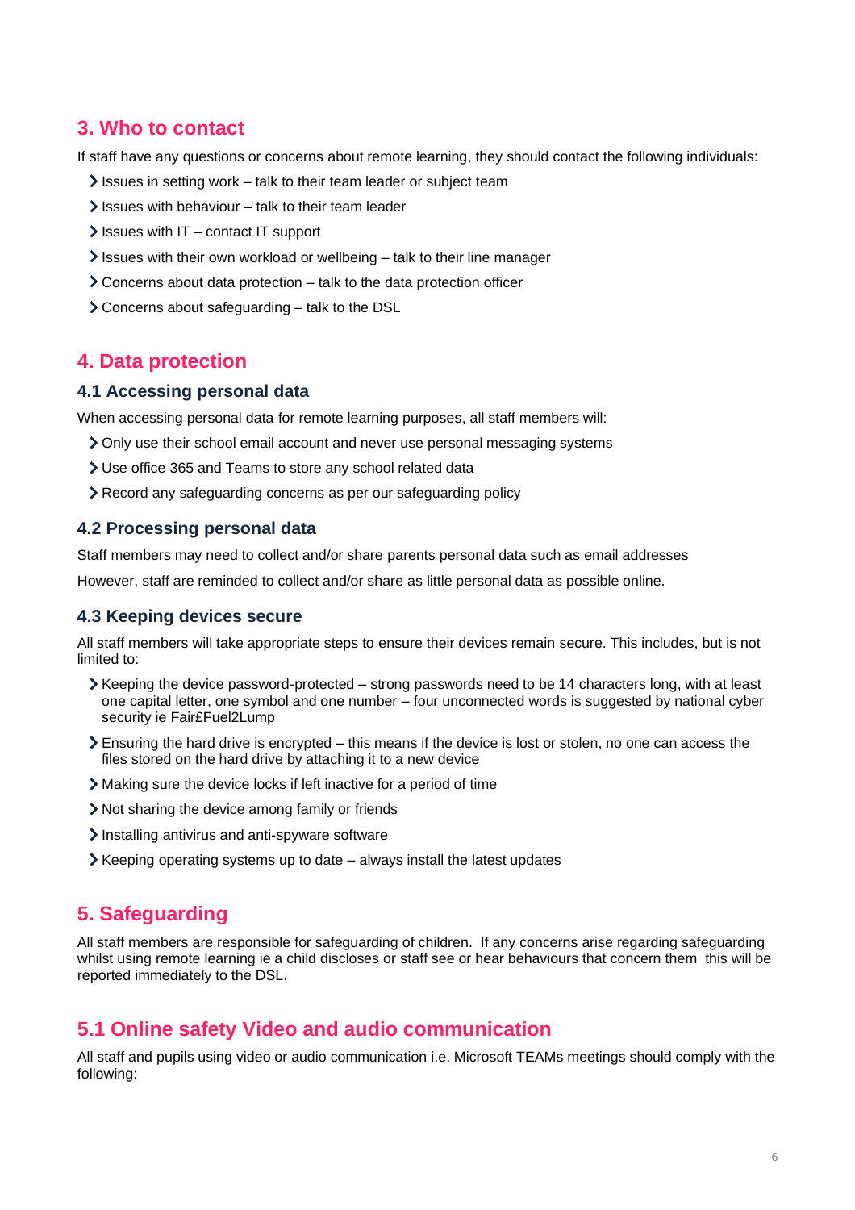## 3. Who to contact

If staff have any questions or concerns about remote learning, they should contact the following individuals:

- Issues in setting work – talk to their team leader or subject team
- Issues with behaviour – talk to their team leader
- Issues with IT – contact IT support
- Issues with their own workload or wellbeing – talk to their line manager
- Concerns about data protection – talk to the data protection officer
- Concerns about safeguarding – talk to the DSL

## 4. Data protection

### 4.1 Accessing personal data

When accessing personal data for remote learning purposes, all staff members will:

- Only use their school email account and never use personal messaging systems
- Use office 365 and Teams to store any school related data
- Record any safeguarding concerns as per our safeguarding policy

### 4.2 Processing personal data

Staff members may need to collect and/or share parents personal data such as email addresses

However, staff are reminded to collect and/or share as little personal data as possible online.

### 4.3 Keeping devices secure

All staff members will take appropriate steps to ensure their devices remain secure. This includes, but is not limited to:

- Keeping the device password-protected – strong passwords need to be 14 characters long, with at least one capital letter, one symbol and one number – four unconnected words is suggested by national cyber security ie Fair£Fuel2Lump
- Ensuring the hard drive is encrypted – this means if the device is lost or stolen, no one can access the files stored on the hard drive by attaching it to a new device
- Making sure the device locks if left inactive for a period of time
- Not sharing the device among family or friends
- Installing antivirus and anti-spyware software
- Keeping operating systems up to date – always install the latest updates

## 5. Safeguarding

All staff members are responsible for safeguarding of children. If any concerns arise regarding safeguarding whilst using remote learning ie a child discloses or staff see or hear behaviours that concern them this will be reported immediately to the DSL.

## 5.1 Online safety Video and audio communication

All staff and pupils using video or audio communication i.e. Microsoft TEAMs meetings should comply with the following: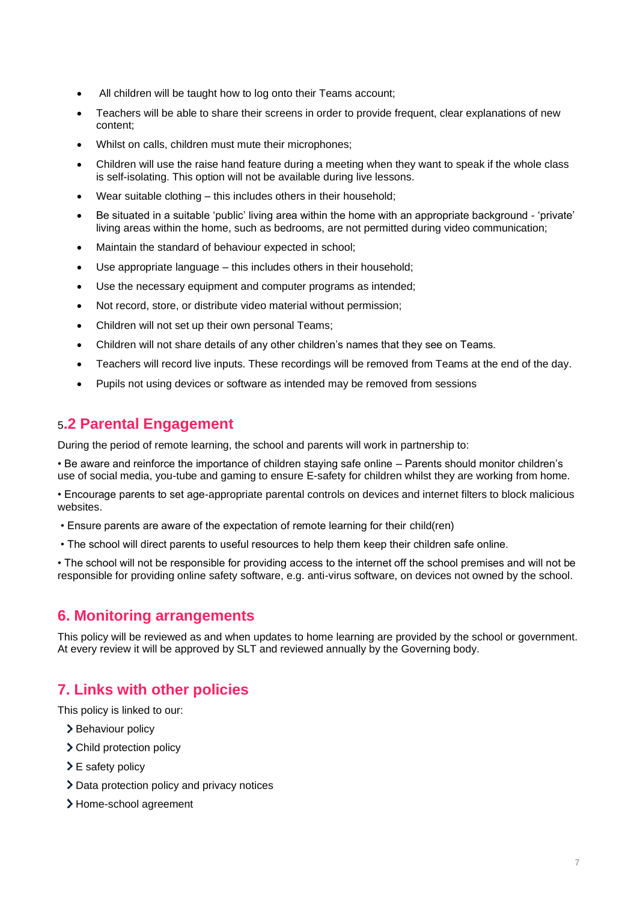- All children will be taught how to log onto their Teams account;
- Teachers will be able to share their screens in order to provide frequent, clear explanations of new content;
- Whilst on calls, children must mute their microphones;
- Children will use the raise hand feature during a meeting when they want to speak if the whole class is self-isolating. This option will not be available during live lessons.
- Wear suitable clothing – this includes others in their household;
- Be situated in a suitable 'public' living area within the home with an appropriate background - 'private' living areas within the home, such as bedrooms, are not permitted during video communication;
- Maintain the standard of behaviour expected in school;
- Use appropriate language – this includes others in their household;
- Use the necessary equipment and computer programs as intended;
- Not record, store, or distribute video material without permission;
- Children will not set up their own personal Teams;
- Children will not share details of any other children's names that they see on Teams.
- Teachers will record live inputs. These recordings will be removed from Teams at the end of the day.
- Pupils not using devices or software as intended may be removed from sessions

## 5.2 Parental Engagement

During the period of remote learning, the school and parents will work in partnership to:

• Be aware and reinforce the importance of children staying safe online – Parents should monitor children's use of social media, you-tube and gaming to ensure E-safety for children whilst they are working from home.

• Encourage parents to set age-appropriate parental controls on devices and internet filters to block malicious websites.

• Ensure parents are aware of the expectation of remote learning for their child(ren)

• The school will direct parents to useful resources to help them keep their children safe online.

• The school will not be responsible for providing access to the internet off the school premises and will not be responsible for providing online safety software, e.g. anti-virus software, on devices not owned by the school.

## 6. Monitoring arrangements

This policy will be reviewed as and when updates to home learning are provided by the school or government. At every review it will be approved by SLT and reviewed annually by the Governing body.

## 7. Links with other policies

This policy is linked to our:

- Behaviour policy
- Child protection policy
- E safety policy
- Data protection policy and privacy notices
- Home-school agreement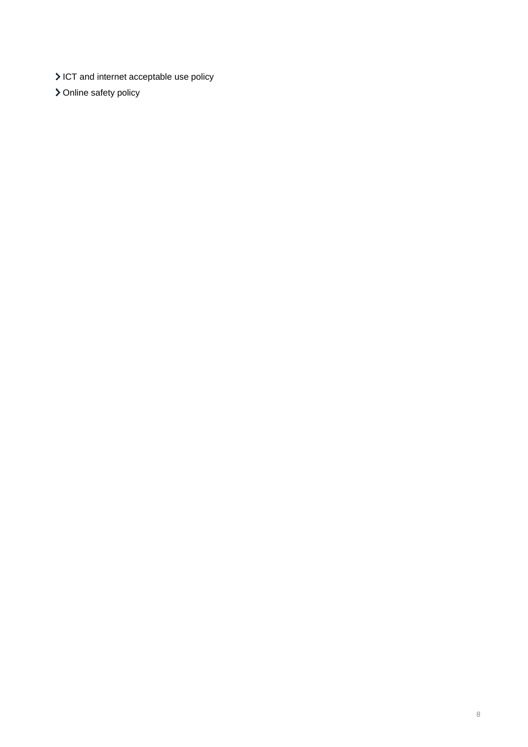- ICT and internet acceptable use policy
- Online safety policy